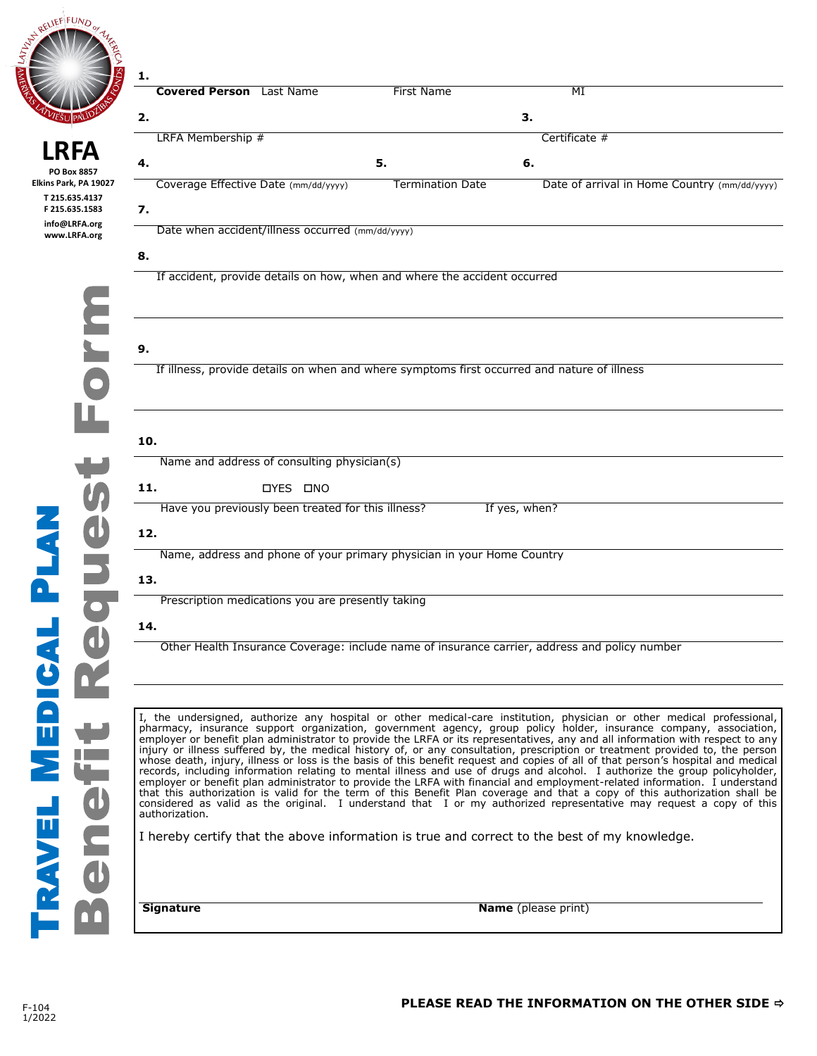LRFA

PO Box 8857
Elkins Park, PA 19027
T 215.635.4137
F 215.635.1583
info@LRFA.org
www.LRFA.org

# TRAVEL MEDICAL PLAN
# Benefit Request Form

1. **Covered Person** Last Name / First Name / MI

2. LRFA Membership #

3. Certificate #

4. Coverage Effective Date (mm/dd/yyyy)

5. Termination Date

6. Date of arrival in Home Country (mm/dd/yyyy)

7. Date when accident/illness occurred (mm/dd/yyyy)

8. If accident, provide details on how, when and where the accident occurred

9. If illness, provide details on when and where symptoms first occurred and nature of illness

10. Name and address of consulting physician(s)

11. ☐YES ☐NO Have you previously been treated for this illness? If yes, when?

12. Name, address and phone of your primary physician in your Home Country

13. Prescription medications you are presently taking

14. Other Health Insurance Coverage: include name of insurance carrier, address and policy number

I, the undersigned, authorize any hospital or other medical-care institution, physician or other medical professional, pharmacy, insurance support organization, government agency, group policy holder, insurance company, association, employer or benefit plan administrator to provide the LRFA or its representatives, any and all information with respect to any injury or illness suffered by, the medical history of, or any consultation, prescription or treatment provided to, the person whose death, injury, illness or loss is the basis of this benefit request and copies of all of that person's hospital and medical records, including information relating to mental illness and use of drugs and alcohol. I authorize the group policyholder, employer or benefit plan administrator to provide the LRFA with financial and employment-related information. I understand that this authorization is valid for the term of this Benefit Plan coverage and that a copy of this authorization shall be considered as valid as the original. I understand that I or my authorized representative may request a copy of this authorization.

I hereby certify that the above information is true and correct to the best of my knowledge.

**Signature** **Name** (please print)

F-104
1/2022

**PLEASE READ THE INFORMATION ON THE OTHER SIDE ⇨**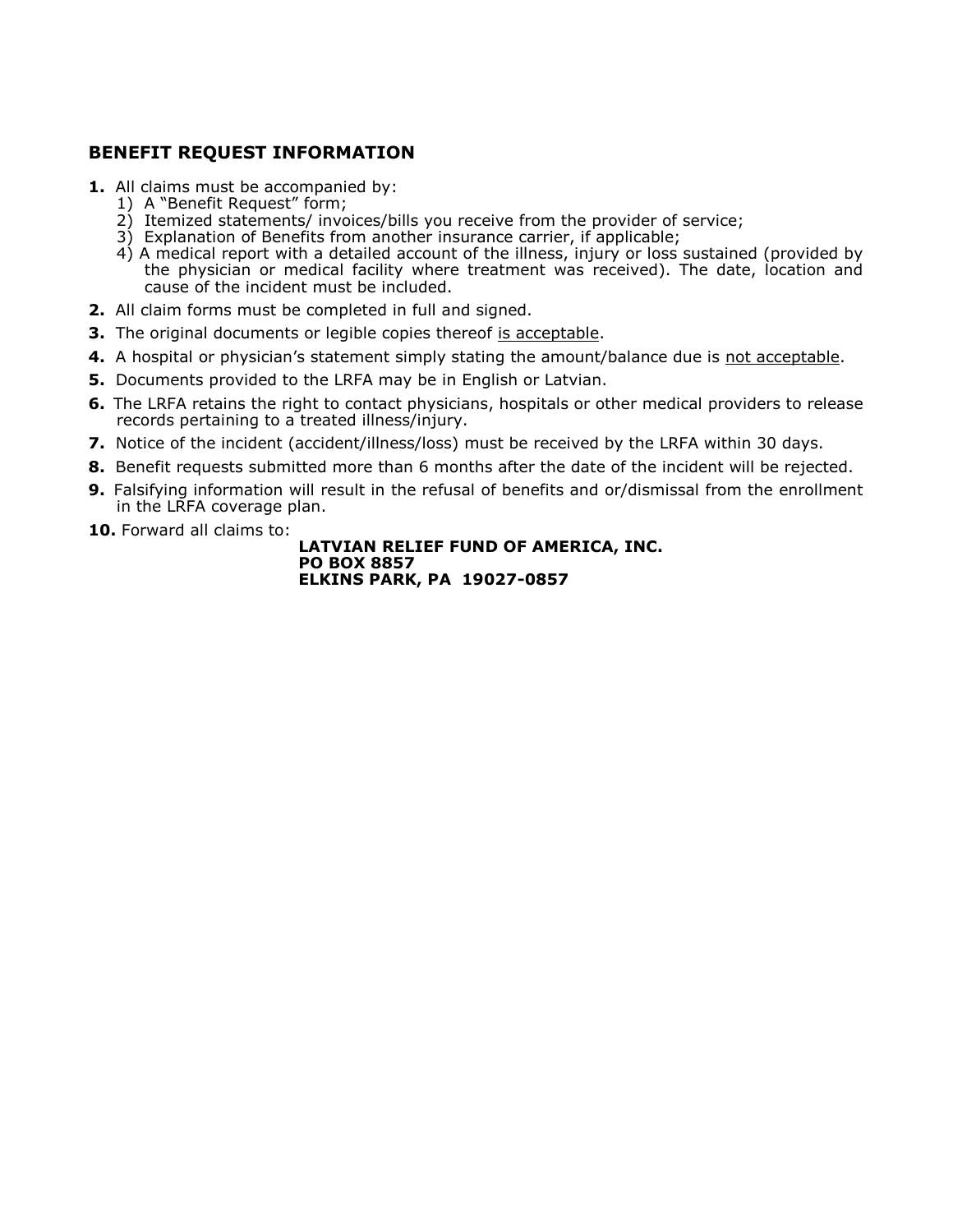## BENEFIT REQUEST INFORMATION

**1.** All claims must be accompanied by:
   1) A "Benefit Request" form;
   2) Itemized statements/ invoices/bills you receive from the provider of service;
   3) Explanation of Benefits from another insurance carrier, if applicable;
   4) A medical report with a detailed account of the illness, injury or loss sustained (provided by the physician or medical facility where treatment was received). The date, location and cause of the incident must be included.

**2.** All claim forms must be completed in full and signed.

**3.** The original documents or legible copies thereof <u>is acceptable</u>.

**4.** A hospital or physician's statement simply stating the amount/balance due is <u>not acceptable</u>.

**5.** Documents provided to the LRFA may be in English or Latvian.

**6.** The LRFA retains the right to contact physicians, hospitals or other medical providers to release records pertaining to a treated illness/injury.

**7.** Notice of the incident (accident/illness/loss) must be received by the LRFA within 30 days.

**8.** Benefit requests submitted more than 6 months after the date of the incident will be rejected.

**9.** Falsifying information will result in the refusal of benefits and or/dismissal from the enrollment in the LRFA coverage plan.

**10.** Forward all claims to:

**LATVIAN RELIEF FUND OF AMERICA, INC.**
**PO BOX 8857**
**ELKINS PARK, PA 19027-0857**